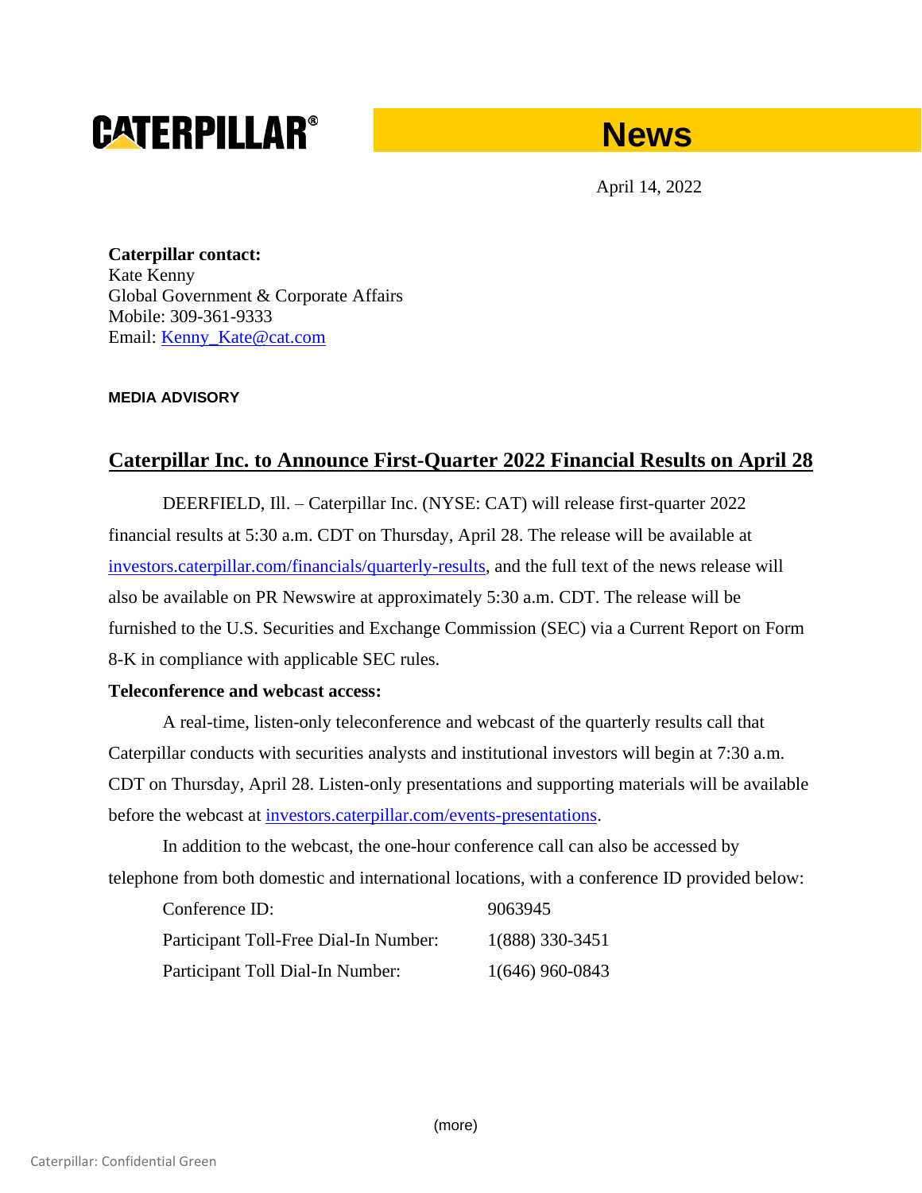# CATERPILLAR® News

April 14, 2022

**Caterpillar contact:**
Kate Kenny
Global Government & Corporate Affairs
Mobile: 309-361-9333
Email: Kenny_Kate@cat.com

**MEDIA ADVISORY**

## Caterpillar Inc. to Announce First-Quarter 2022 Financial Results on April 28

DEERFIELD, Ill. – Caterpillar Inc. (NYSE: CAT) will release first-quarter 2022 financial results at 5:30 a.m. CDT on Thursday, April 28. The release will be available at investors.caterpillar.com/financials/quarterly-results, and the full text of the news release will also be available on PR Newswire at approximately 5:30 a.m. CDT. The release will be furnished to the U.S. Securities and Exchange Commission (SEC) via a Current Report on Form 8-K in compliance with applicable SEC rules.

**Teleconference and webcast access:**

A real-time, listen-only teleconference and webcast of the quarterly results call that Caterpillar conducts with securities analysts and institutional investors will begin at 7:30 a.m. CDT on Thursday, April 28. Listen-only presentations and supporting materials will be available before the webcast at investors.caterpillar.com/events-presentations.

In addition to the webcast, the one-hour conference call can also be accessed by telephone from both domestic and international locations, with a conference ID provided below:

| | |
|---|---|
| Conference ID: | 9063945 |
| Participant Toll-Free Dial-In Number: | 1(888) 330-3451 |
| Participant Toll Dial-In Number: | 1(646) 960-0843 |

(more)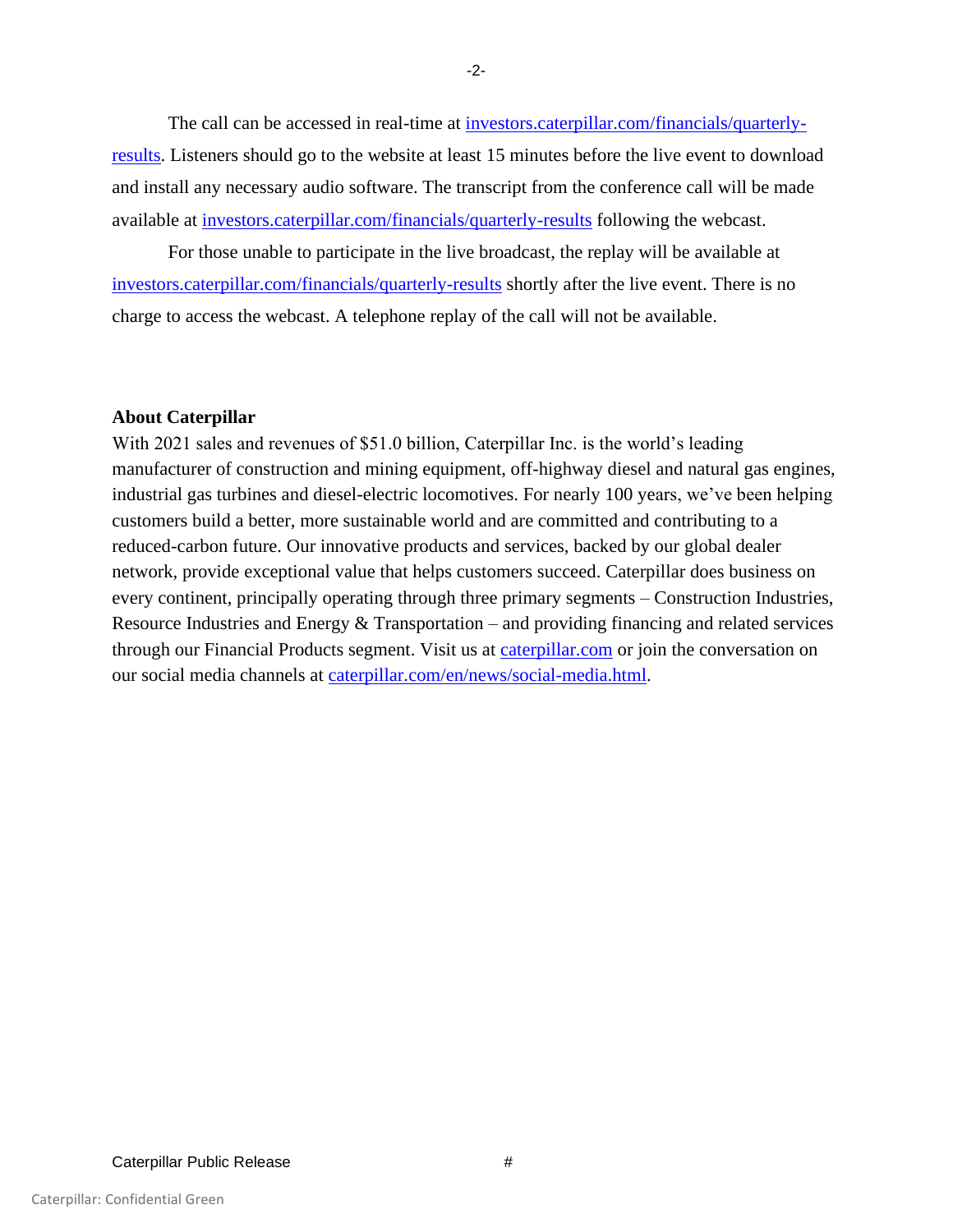The call can be accessed in real-time at [investors.caterpillar.com/financials/quarterly-results](investors.caterpillar.com/financials/quarterly-results). Listeners should go to the website at least 15 minutes before the live event to download and install any necessary audio software. The transcript from the conference call will be made available at [investors.caterpillar.com/financials/quarterly-results](investors.caterpillar.com/financials/quarterly-results) following the webcast.

For those unable to participate in the live broadcast, the replay will be available at [investors.caterpillar.com/financials/quarterly-results](investors.caterpillar.com/financials/quarterly-results) shortly after the live event. There is no charge to access the webcast. A telephone replay of the call will not be available.

**About Caterpillar**

With 2021 sales and revenues of $51.0 billion, Caterpillar Inc. is the world's leading manufacturer of construction and mining equipment, off-highway diesel and natural gas engines, industrial gas turbines and diesel-electric locomotives. For nearly 100 years, we've been helping customers build a better, more sustainable world and are committed and contributing to a reduced-carbon future. Our innovative products and services, backed by our global dealer network, provide exceptional value that helps customers succeed. Caterpillar does business on every continent, principally operating through three primary segments – Construction Industries, Resource Industries and Energy & Transportation – and providing financing and related services through our Financial Products segment. Visit us at [caterpillar.com](caterpillar.com) or join the conversation on our social media channels at [caterpillar.com/en/news/social-media.html](caterpillar.com/en/news/social-media.html).

#